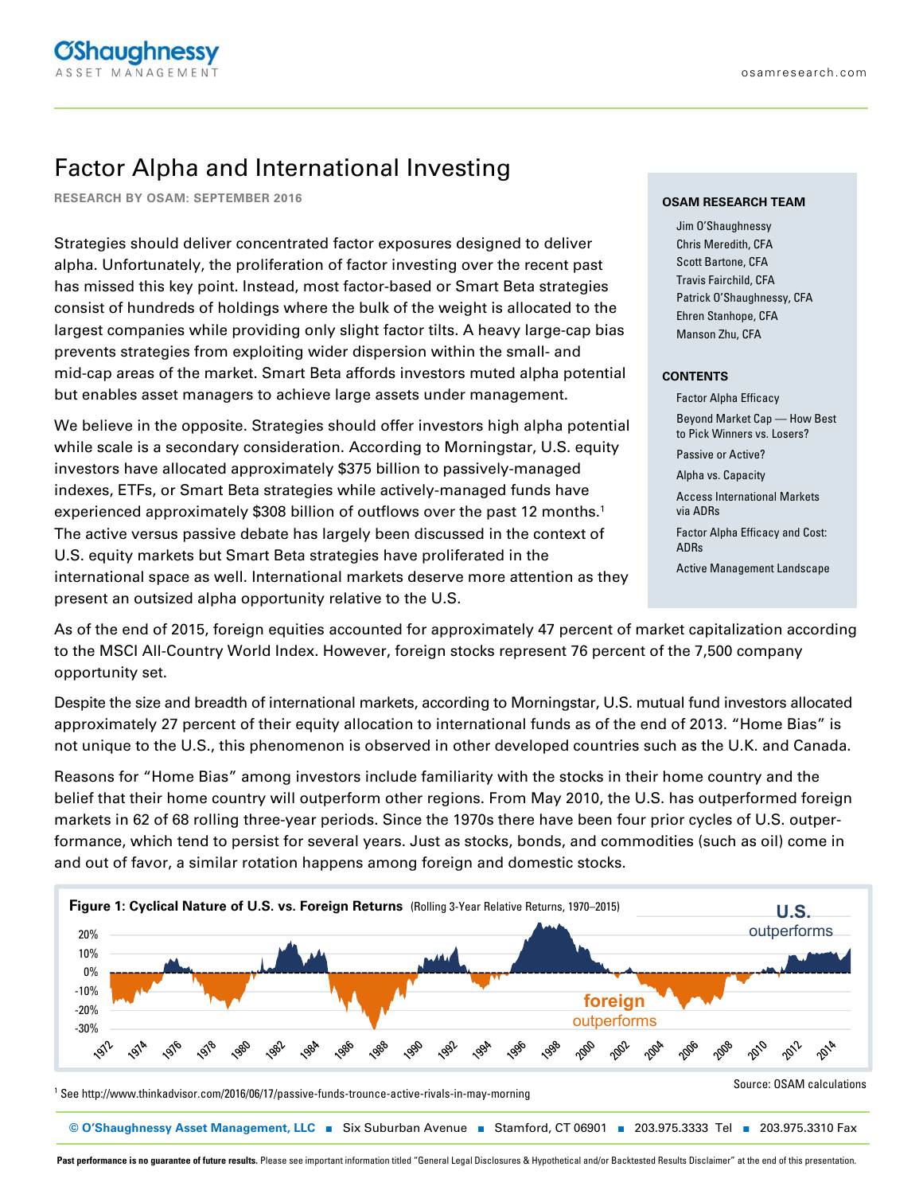# Factor Alpha and International Investing

**RESEARCH BY OSAM: SEPTEMBER 2016**

**OSAM RESEARCH TEAM**

- Jim O'Shaughnessy
- Chris Meredith, CFA
- Scott Bartone, CFA
- Travis Fairchild, CFA
- Patrick O'Shaughnessy, CFA
- Ehren Stanhope, CFA
- Manson Zhu, CFA

**CONTENTS**

- Factor Alpha Efficacy
- Beyond Market Cap — How Best to Pick Winners vs. Losers?
- Passive or Active?
- Alpha vs. Capacity
- Access International Markets via ADRs
- Factor Alpha Efficacy and Cost: ADRs
- Active Management Landscape

Strategies should deliver concentrated factor exposures designed to deliver alpha. Unfortunately, the proliferation of factor investing over the recent past has missed this key point. Instead, most factor-based or Smart Beta strategies consist of hundreds of holdings where the bulk of the weight is allocated to the largest companies while providing only slight factor tilts. A heavy large-cap bias prevents strategies from exploiting wider dispersion within the small- and mid-cap areas of the market. Smart Beta affords investors muted alpha potential but enables asset managers to achieve large assets under management.

We believe in the opposite. Strategies should offer investors high alpha potential while scale is a secondary consideration. According to Morningstar, U.S. equity investors have allocated approximately $375 billion to passively-managed indexes, ETFs, or Smart Beta strategies while actively-managed funds have experienced approximately $308 billion of outflows over the past 12 months.[1] The active versus passive debate has largely been discussed in the context of U.S. equity markets but Smart Beta strategies have proliferated in the international space as well. International markets deserve more attention as they present an outsized alpha opportunity relative to the U.S.

As of the end of 2015, foreign equities accounted for approximately 47 percent of market capitalization according to the MSCI All-Country World Index. However, foreign stocks represent 76 percent of the 7,500 company opportunity set.

Despite the size and breadth of international markets, according to Morningstar, U.S. mutual fund investors allocated approximately 27 percent of their equity allocation to international funds as of the end of 2013. "Home Bias" is not unique to the U.S., this phenomenon is observed in other developed countries such as the U.K. and Canada.

Reasons for "Home Bias" among investors include familiarity with the stocks in their home country and the belief that their home country will outperform other regions. From May 2010, the U.S. has outperformed foreign markets in 62 of 68 rolling three-year periods. Since the 1970s there have been four prior cycles of U.S. outperformance, which tend to persist for several years. Just as stocks, bonds, and commodities (such as oil) come in and out of favor, a similar rotation happens among foreign and domestic stocks.

**Figure 1: Cyclical Nature of U.S. vs. Foreign Returns** (Rolling 3-Year Relative Returns, 1970–2015)

Source: OSAM calculations

[1] See http://www.thinkadvisor.com/2016/06/17/passive-funds-trounce-active-rivals-in-may-morning

**Past performance is no guarantee of future results.** Please see important information titled "General Legal Disclosures & Hypothetical and/or Backtested Results Disclaimer" at the end of this presentation.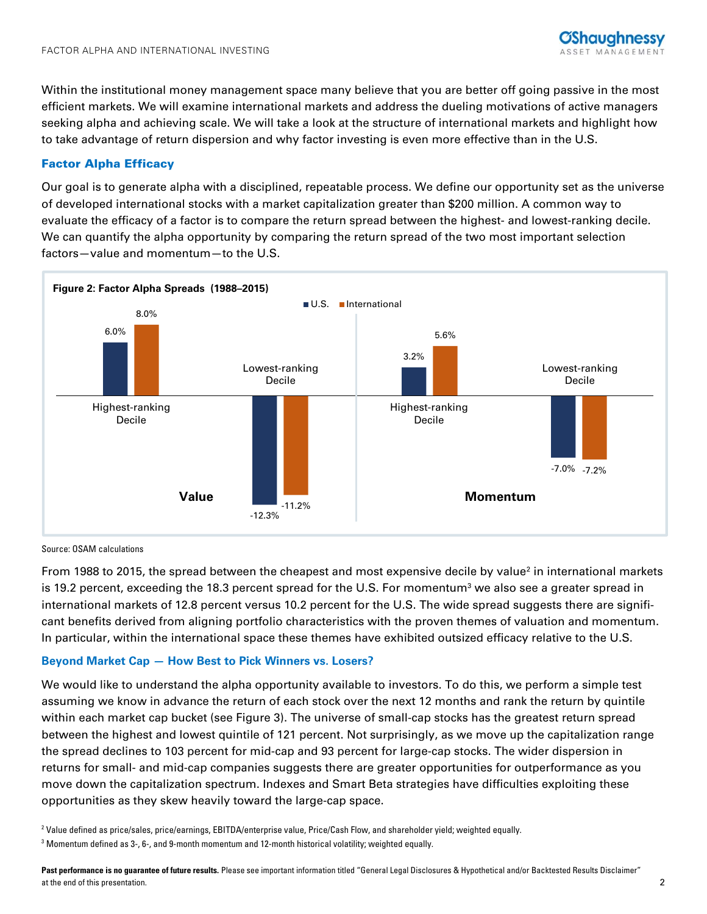Within the institutional money management space many believe that you are better off going passive in the most efficient markets. We will examine international markets and address the dueling motivations of active managers seeking alpha and achieving scale. We will take a look at the structure of international markets and highlight how to take advantage of return dispersion and why factor investing is even more effective than in the U.S.

## Factor Alpha Efficacy

Our goal is to generate alpha with a disciplined, repeatable process. We define our opportunity set as the universe of developed international stocks with a market capitalization greater than $200 million. A common way to evaluate the efficacy of a factor is to compare the return spread between the highest- and lowest-ranking decile. We can quantify the alpha opportunity by comparing the return spread of the two most important selection factors—value and momentum—to the U.S.

**Figure 2: Factor Alpha Spreads (1988–2015)**

| Factor | Decile | U.S. | International |
|---|---|---|---|
| Value | Highest-ranking Decile | 6.0% | 8.0% |
| Value | Lowest-ranking Decile | -12.3% | -11.2% |
| Momentum | Highest-ranking Decile | 3.2% | 5.6% |
| Momentum | Lowest-ranking Decile | -7.0% | -7.2% |

Source: OSAM calculations

From 1988 to 2015, the spread between the cheapest and most expensive decile by value[2] in international markets is 19.2 percent, exceeding the 18.3 percent spread for the U.S. For momentum[3] we also see a greater spread in international markets of 12.8 percent versus 10.2 percent for the U.S. The wide spread suggests there are significant benefits derived from aligning portfolio characteristics with the proven themes of valuation and momentum. In particular, within the international space these themes have exhibited outsized efficacy relative to the U.S.

## Beyond Market Cap — How Best to Pick Winners vs. Losers?

We would like to understand the alpha opportunity available to investors. To do this, we perform a simple test assuming we know in advance the return of each stock over the next 12 months and rank the return by quintile within each market cap bucket (see Figure 3). The universe of small-cap stocks has the greatest return spread between the highest and lowest quintile of 121 percent. Not surprisingly, as we move up the capitalization range the spread declines to 103 percent for mid-cap and 93 percent for large-cap stocks. The wider dispersion in returns for small- and mid-cap companies suggests there are greater opportunities for outperformance as you move down the capitalization spectrum. Indexes and Smart Beta strategies have difficulties exploiting these opportunities as they skew heavily toward the large-cap space.

[2] Value defined as price/sales, price/earnings, EBITDA/enterprise value, Price/Cash Flow, and shareholder yield; weighted equally.

[3] Momentum defined as 3-, 6-, and 9-month momentum and 12-month historical volatility; weighted equally.

**Past performance is no guarantee of future results.** Please see important information titled "General Legal Disclosures & Hypothetical and/or Backtested Results Disclaimer" at the end of this presentation.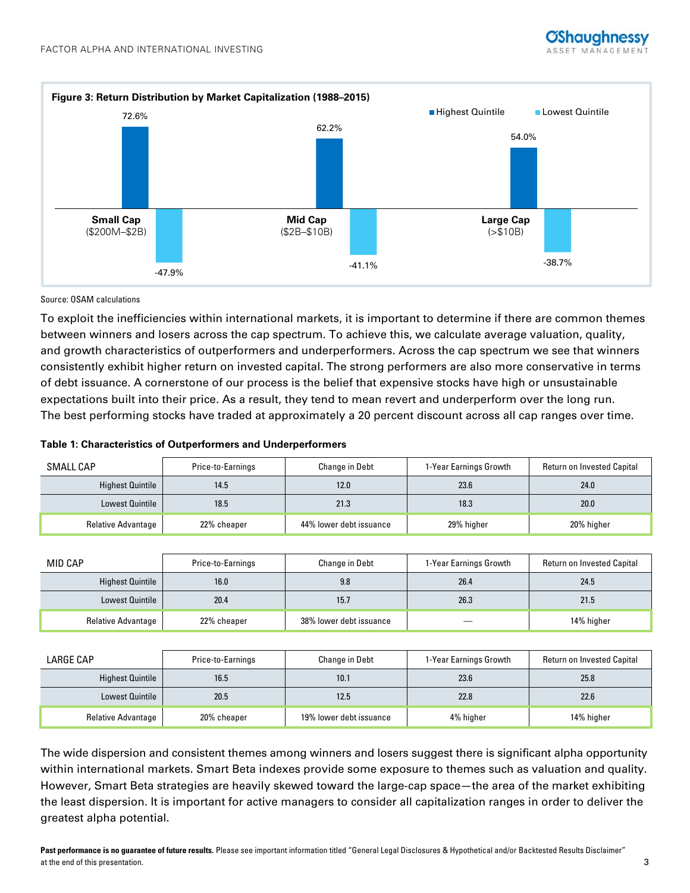**Figure 3: Return Distribution by Market Capitalization (1988–2015)**

| | Highest Quintile | Lowest Quintile |
|---|---|---|
| Small Cap ($200M–$2B) | 72.6% | -47.9% |
| Mid Cap ($2B–$10B) | 62.2% | -41.1% |
| Large Cap (>$10B) | 54.0% | -38.7% |

Source: OSAM calculations

To exploit the inefficiencies within international markets, it is important to determine if there are common themes between winners and losers across the cap spectrum. To achieve this, we calculate average valuation, quality, and growth characteristics of outperformers and underperformers. Across the cap spectrum we see that winners consistently exhibit higher return on invested capital. The strong performers are also more conservative in terms of debt issuance. A cornerstone of our process is the belief that expensive stocks have high or unsustainable expectations built into their price. As a result, they tend to mean revert and underperform over the long run. The best performing stocks have traded at approximately a 20 percent discount across all cap ranges over time.

**Table 1: Characteristics of Outperformers and Underperformers**

| SMALL CAP | Price-to-Earnings | Change in Debt | 1-Year Earnings Growth | Return on Invested Capital |
|---|---|---|---|---|
| Highest Quintile | 14.5 | 12.0 | 23.6 | 24.0 |
| Lowest Quintile | 18.5 | 21.3 | 18.3 | 20.0 |
| Relative Advantage | 22% cheaper | 44% lower debt issuance | 29% higher | 20% higher |

| MID CAP | Price-to-Earnings | Change in Debt | 1-Year Earnings Growth | Return on Invested Capital |
|---|---|---|---|---|
| Highest Quintile | 16.0 | 9.8 | 26.4 | 24.5 |
| Lowest Quintile | 20.4 | 15.7 | 26.3 | 21.5 |
| Relative Advantage | 22% cheaper | 38% lower debt issuance | — | 14% higher |

| LARGE CAP | Price-to-Earnings | Change in Debt | 1-Year Earnings Growth | Return on Invested Capital |
|---|---|---|---|---|
| Highest Quintile | 16.5 | 10.1 | 23.6 | 25.8 |
| Lowest Quintile | 20.5 | 12.5 | 22.8 | 22.6 |
| Relative Advantage | 20% cheaper | 19% lower debt issuance | 4% higher | 14% higher |

The wide dispersion and consistent themes among winners and losers suggest there is significant alpha opportunity within international markets. Smart Beta indexes provide some exposure to themes such as valuation and quality. However, Smart Beta strategies are heavily skewed toward the large-cap space—the area of the market exhibiting the least dispersion. It is important for active managers to consider all capitalization ranges in order to deliver the greatest alpha potential.

**Past performance is no guarantee of future results.** Please see important information titled "General Legal Disclosures & Hypothetical and/or Backtested Results Disclaimer" at the end of this presentation.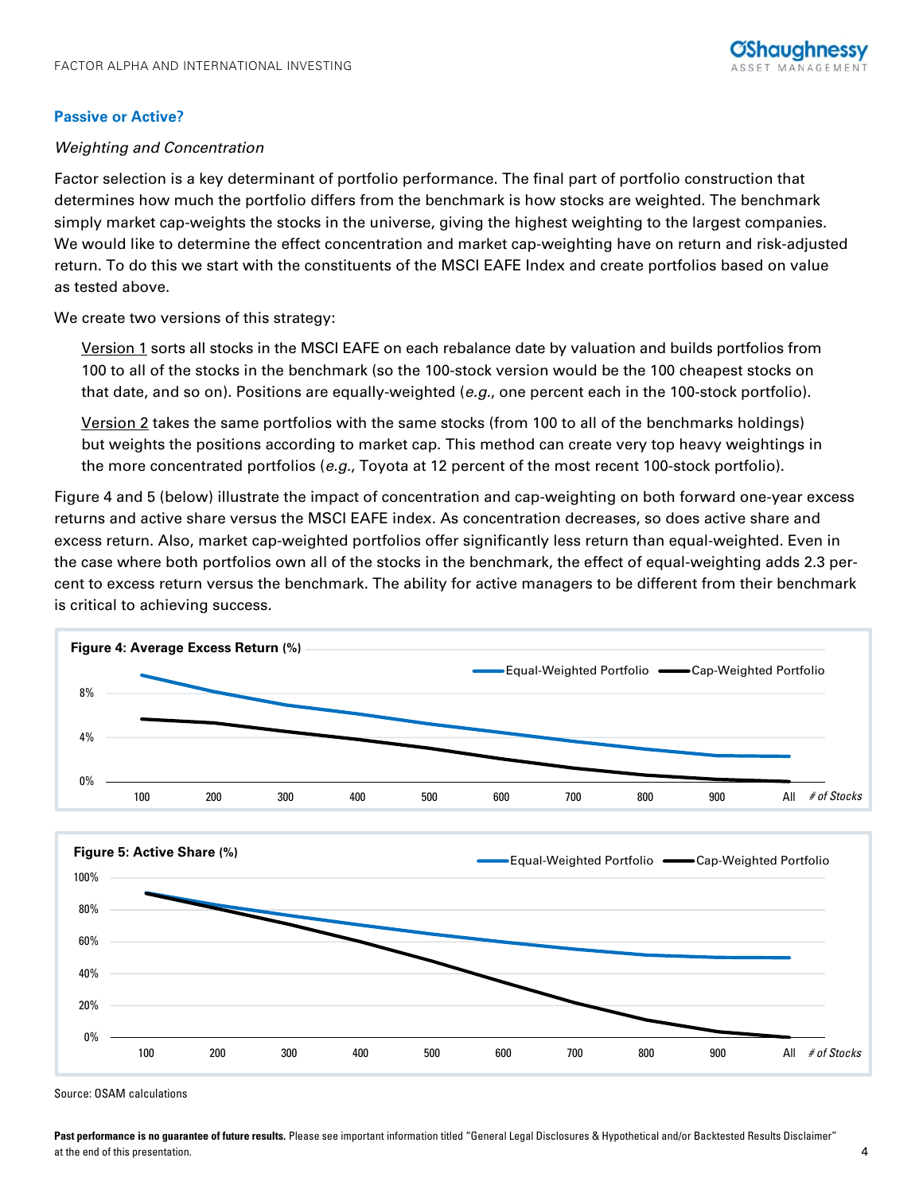## Passive or Active?

*Weighting and Concentration*

Factor selection is a key determinant of portfolio performance. The final part of portfolio construction that determines how much the portfolio differs from the benchmark is how stocks are weighted. The benchmark simply market cap-weights the stocks in the universe, giving the highest weighting to the largest companies. We would like to determine the effect concentration and market cap-weighting have on return and risk-adjusted return. To do this we start with the constituents of the MSCI EAFE Index and create portfolios based on value as tested above.

We create two versions of this strategy:

Version 1 sorts all stocks in the MSCI EAFE on each rebalance date by valuation and builds portfolios from 100 to all of the stocks in the benchmark (so the 100-stock version would be the 100 cheapest stocks on that date, and so on). Positions are equally-weighted (*e.g.*, one percent each in the 100-stock portfolio).

Version 2 takes the same portfolios with the same stocks (from 100 to all of the benchmarks holdings) but weights the positions according to market cap. This method can create very top heavy weightings in the more concentrated portfolios (*e.g.*, Toyota at 12 percent of the most recent 100-stock portfolio).

Figure 4 and 5 (below) illustrate the impact of concentration and cap-weighting on both forward one-year excess returns and active share versus the MSCI EAFE index. As concentration decreases, so does active share and excess return. Also, market cap-weighted portfolios offer significantly less return than equal-weighting. Even in the case where both portfolios own all of the stocks in the benchmark, the effect of equal-weighting adds 2.3 percent to excess return versus the benchmark. The ability for active managers to be different from their benchmark is critical to achieving success.

**Figure 4: Average Excess Return (%)**

**Figure 5: Active Share (%)**

Source: OSAM calculations

**Past performance is no guarantee of future results.** Please see important information titled "General Legal Disclosures & Hypothetical and/or Backtested Results Disclaimer" at the end of this presentation.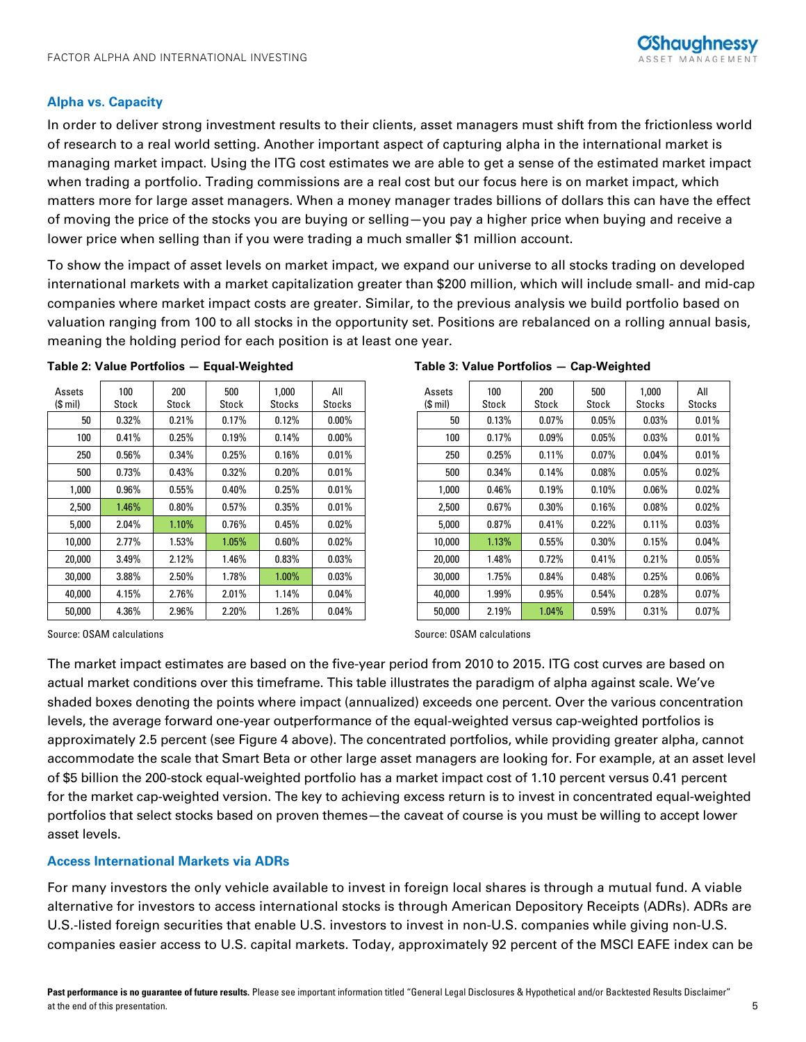## Alpha vs. Capacity

In order to deliver strong investment results to their clients, asset managers must shift from the frictionless world of research to a real world setting. Another important aspect of capturing alpha in the international market is managing market impact. Using the ITG cost estimates we are able to get a sense of the estimated market impact when trading a portfolio. Trading commissions are a real cost but our focus here is on market impact, which matters more for large asset managers. When a money manager trades billions of dollars this can have the effect of moving the price of the stocks you are buying or selling—you pay a higher price when buying and receive a lower price when selling than if you were trading a much smaller $1 million account.

To show the impact of asset levels on market impact, we expand our universe to all stocks trading on developed international markets with a market capitalization greater than $200 million, which will include small- and mid-cap companies where market impact costs are greater. Similar, to the previous analysis we build portfolio based on valuation ranging from 100 to all stocks in the opportunity set. Positions are rebalanced on a rolling annual basis, meaning the holding period for each position is at least one year.

**Table 2: Value Portfolios — Equal-Weighted**

| Assets ($ mil) | 100 Stock | 200 Stock | 500 Stock | 1,000 Stocks | All Stocks |
|---|---|---|---|---|---|
| 50 | 0.32% | 0.21% | 0.17% | 0.12% | 0.00% |
| 100 | 0.41% | 0.25% | 0.19% | 0.14% | 0.00% |
| 250 | 0.56% | 0.34% | 0.25% | 0.16% | 0.01% |
| 500 | 0.73% | 0.43% | 0.32% | 0.20% | 0.01% |
| 1,000 | 0.96% | 0.55% | 0.40% | 0.25% | 0.01% |
| 2,500 | 1.46% | 0.80% | 0.57% | 0.35% | 0.01% |
| 5,000 | 2.04% | 1.10% | 0.76% | 0.45% | 0.02% |
| 10,000 | 2.77% | 1.53% | 1.05% | 0.60% | 0.02% |
| 20,000 | 3.49% | 2.12% | 1.46% | 0.83% | 0.03% |
| 30,000 | 3.88% | 2.50% | 1.78% | 1.00% | 0.03% |
| 40,000 | 4.15% | 2.76% | 2.01% | 1.14% | 0.04% |
| 50,000 | 4.36% | 2.96% | 2.20% | 1.26% | 0.04% |

Source: OSAM calculations

**Table 3: Value Portfolios — Cap-Weighted**

| Assets ($ mil) | 100 Stock | 200 Stock | 500 Stock | 1,000 Stocks | All Stocks |
|---|---|---|---|---|---|
| 50 | 0.13% | 0.07% | 0.05% | 0.03% | 0.01% |
| 100 | 0.17% | 0.09% | 0.05% | 0.03% | 0.01% |
| 250 | 0.25% | 0.11% | 0.07% | 0.04% | 0.01% |
| 500 | 0.34% | 0.14% | 0.08% | 0.05% | 0.02% |
| 1,000 | 0.46% | 0.19% | 0.10% | 0.06% | 0.02% |
| 2,500 | 0.67% | 0.30% | 0.16% | 0.08% | 0.02% |
| 5,000 | 0.87% | 0.41% | 0.22% | 0.11% | 0.03% |
| 10,000 | 1.13% | 0.55% | 0.30% | 0.15% | 0.04% |
| 20,000 | 1.48% | 0.72% | 0.41% | 0.21% | 0.05% |
| 30,000 | 1.75% | 0.84% | 0.48% | 0.25% | 0.06% |
| 40,000 | 1.99% | 0.95% | 0.54% | 0.28% | 0.07% |
| 50,000 | 2.19% | 1.04% | 0.59% | 0.31% | 0.07% |

Source: OSAM calculations

The market impact estimates are based on the five-year period from 2010 to 2015. ITG cost curves are based on actual market conditions over this timeframe. This table illustrates the paradigm of alpha against scale. We've shaded boxes denoting the points where impact (annualized) exceeds one percent. Over the various concentration levels, the average forward one-year outperformance of the equal-weighted versus cap-weighted portfolios is approximately 2.5 percent (see Figure 4 above). The concentrated portfolios, while providing greater alpha, cannot accommodate the scale that Smart Beta or other large asset managers are looking for. For example, at an asset level of $5 billion the 200-stock equal-weighted portfolio has a market impact cost of 1.10 percent versus 0.41 percent for the market cap-weighted version. The key to achieving excess return is to invest in concentrated equal-weighted portfolios that select stocks based on proven themes—the caveat of course is you must be willing to accept lower asset levels.

## Access International Markets via ADRs

For many investors the only vehicle available to invest in foreign local shares is through a mutual fund. A viable alternative for investors to access international stocks is through American Depository Receipts (ADRs). ADRs are U.S.-listed foreign securities that enable U.S. investors to invest in non-U.S. companies while giving non-U.S. companies easier access to U.S. capital markets. Today, approximately 92 percent of the MSCI EAFE index can be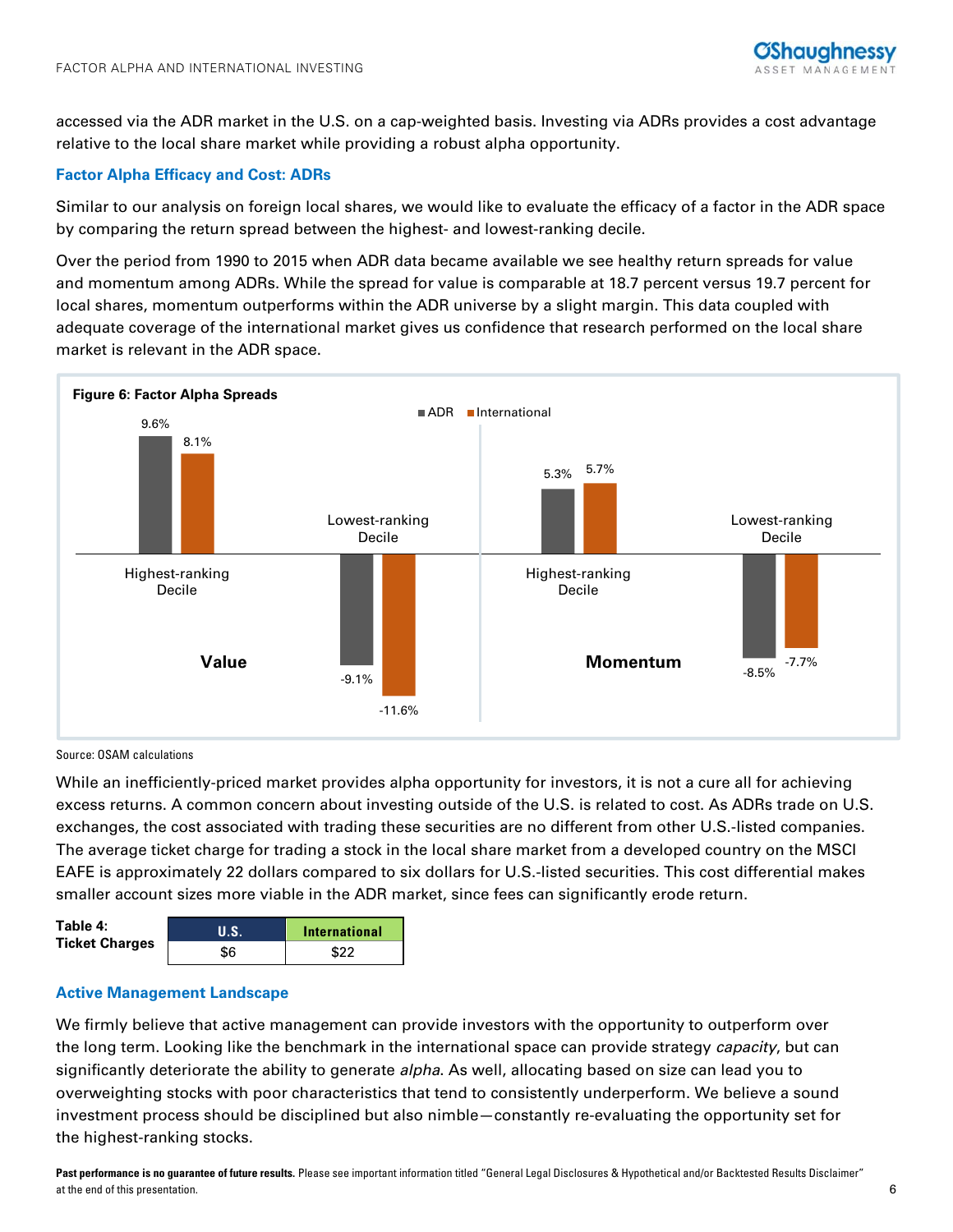accessed via the ADR market in the U.S. on a cap-weighted basis. Investing via ADRs provides a cost advantage relative to the local share market while providing a robust alpha opportunity.

### Factor Alpha Efficacy and Cost: ADRs

Similar to our analysis on foreign local shares, we would like to evaluate the efficacy of a factor in the ADR space by comparing the return spread between the highest- and lowest-ranking decile.

Over the period from 1990 to 2015 when ADR data became available we see healthy return spreads for value and momentum among ADRs. While the spread for value is comparable at 18.7 percent versus 19.7 percent for local shares, momentum outperforms within the ADR universe by a slight margin. This data coupled with adequate coverage of the international market gives us confidence that research performed on the local share market is relevant in the ADR space.

**Figure 6: Factor Alpha Spreads**

| Factor | Decile | ADR | International |
|---|---|---|---|
| Value | Highest-ranking Decile | 9.6% | 8.1% |
| Value | Lowest-ranking Decile | -9.1% | -11.6% |
| Momentum | Highest-ranking Decile | 5.3% | 5.7% |
| Momentum | Lowest-ranking Decile | -8.5% | -7.7% |

Source: OSAM calculations

While an inefficiently-priced market provides alpha opportunity for investors, it is not a cure all for achieving excess returns. A common concern about investing outside of the U.S. is related to cost. As ADRs trade on U.S. exchanges, the cost associated with trading these securities are no different from other U.S.-listed companies. The average ticket charge for trading a stock in the local share market from a developed country on the MSCI EAFE is approximately 22 dollars compared to six dollars for U.S.-listed securities. This cost differential makes smaller account sizes more viable in the ADR market, since fees can significantly erode return.

**Table 4: Ticket Charges**

| U.S. | International |
|---|---|
| $6 | $22 |

### Active Management Landscape

We firmly believe that active management can provide investors with the opportunity to outperform over the long term. Looking like the benchmark in the international space can provide strategy *capacity*, but can significantly deteriorate the ability to generate *alpha*. As well, allocating based on size can lead you to overweighting stocks with poor characteristics that tend to consistently underperform. We believe a sound investment process should be disciplined but also nimble—constantly re-evaluating the opportunity set for the highest-ranking stocks.

**Past performance is no guarantee of future results.** Please see important information titled "General Legal Disclosures & Hypothetical and/or Backtested Results Disclaimer" at the end of this presentation.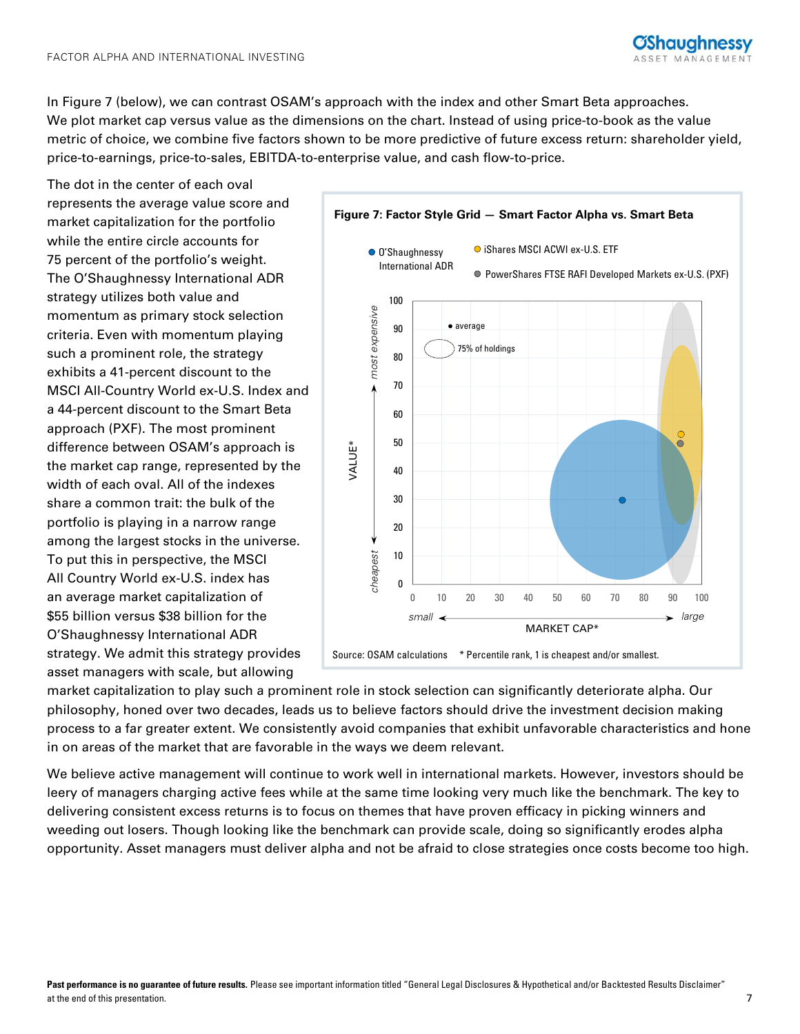In Figure 7 (below), we can contrast OSAM's approach with the index and other Smart Beta approaches. We plot market cap versus value as the dimensions on the chart. Instead of using price-to-book as the value metric of choice, we combine five factors shown to be more predictive of future excess return: shareholder yield, price-to-earnings, price-to-sales, EBITDA-to-enterprise value, and cash flow-to-price.

The dot in the center of each oval represents the average value score and market capitalization for the portfolio while the entire circle accounts for 75 percent of the portfolio's weight. The O'Shaughnessy International ADR strategy utilizes both value and momentum as primary stock selection criteria. Even with momentum playing such a prominent role, the strategy exhibits a 41-percent discount to the MSCI All-Country World ex-U.S. Index and a 44-percent discount to the Smart Beta approach (PXF). The most prominent difference between OSAM's approach is the market cap range, represented by the width of each oval. All of the indexes share a common trait: the bulk of the portfolio is playing in a narrow range among the largest stocks in the universe. To put this in perspective, the MSCI All Country World ex-U.S. index has an average market capitalization of $55 billion versus $38 billion for the O'Shaughnessy International ADR strategy. We admit this strategy provides asset managers with scale, but allowing market capitalization to play such a prominent role in stock selection can significantly deteriorate alpha. Our philosophy, honed over two decades, leads us to believe factors should drive the investment decision making process to a far greater extent. We consistently avoid companies that exhibit unfavorable characteristics and hone in on areas of the market that are favorable in the ways we deem relevant.

**Figure 7: Factor Style Grid — Smart Factor Alpha vs. Smart Beta**

Source: OSAM calculations * Percentile rank, 1 is cheapest and/or smallest.

We believe active management will continue to work well in international markets. However, investors should be leery of managers charging active fees while at the same time looking very much like the benchmark. The key to delivering consistent excess returns is to focus on themes that have proven efficacy in picking winners and weeding out losers. Though looking like the benchmark can provide scale, doing so significantly erodes alpha opportunity. Asset managers must deliver alpha and not be afraid to close strategies once costs become too high.

**Past performance is no guarantee of future results.** Please see important information titled "General Legal Disclosures & Hypothetical and/or Backtested Results Disclaimer" at the end of this presentation.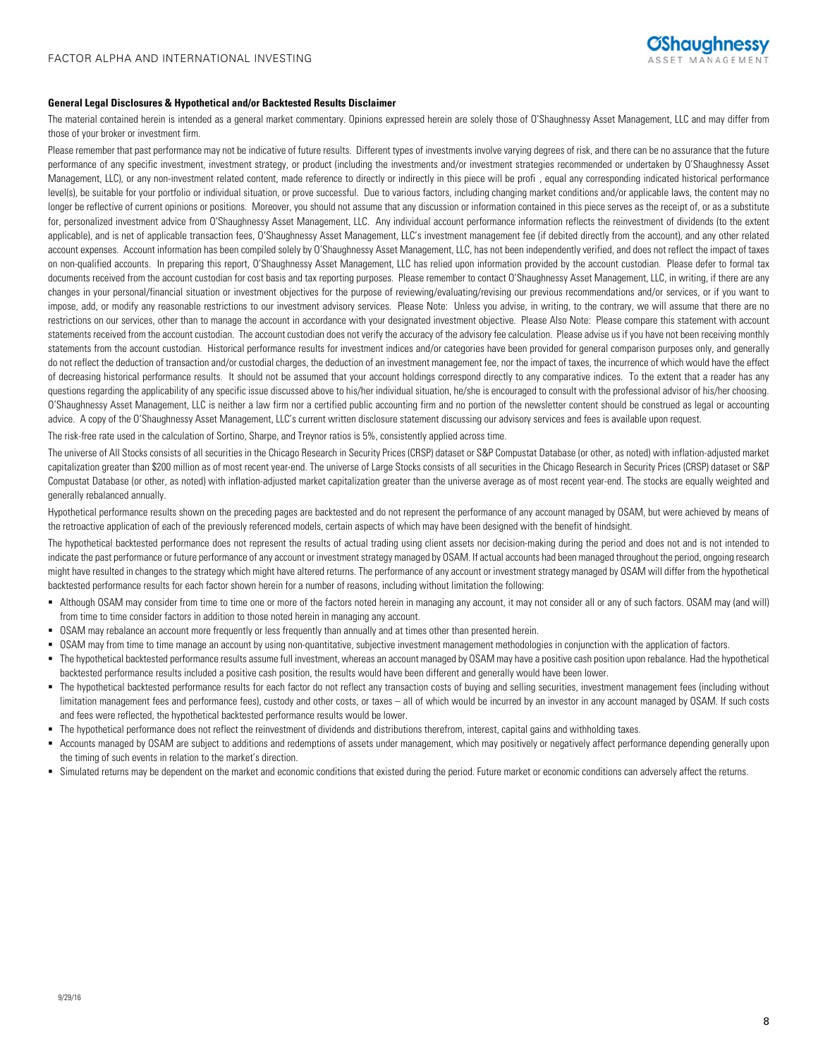**General Legal Disclosures & Hypothetical and/or Backtested Results Disclaimer**

The material contained herein is intended as a general market commentary. Opinions expressed herein are solely those of O'Shaughnessy Asset Management, LLC and may differ from those of your broker or investment firm.

Please remember that past performance may not be indicative of future results. Different types of investments involve varying degrees of risk, and there can be no assurance that the future performance of any specific investment, investment strategy, or product (including the investments and/or investment strategies recommended or undertaken by O'Shaughnessy Asset Management, LLC), or any non-investment related content, made reference to directly or indirectly in this piece will be profi , equal any corresponding indicated historical performance level(s), be suitable for your portfolio or individual situation, or prove successful. Due to various factors, including changing market conditions and/or applicable laws, the content may no longer be reflective of current opinions or positions. Moreover, you should not assume that any discussion or information contained in this piece serves as the receipt of, or as a substitute for, personalized investment advice from O'Shaughnessy Asset Management, LLC. Any individual account performance information reflects the reinvestment of dividends (to the extent applicable), and is net of applicable transaction fees, O'Shaughnessy Asset Management, LLC's investment management fee (if debited directly from the account), and any other related account expenses. Account information has been compiled solely by O'Shaughnessy Asset Management, LLC, has not been independently verified, and does not reflect the impact of taxes on non-qualified accounts. In preparing this report, O'Shaughnessy Asset Management, LLC has relied upon information provided by the account custodian. Please defer to formal tax documents received from the account custodian for cost basis and tax reporting purposes. Please remember to contact O'Shaughnessy Asset Management, LLC, in writing, if there are any changes in your personal/financial situation or investment objectives for the purpose of reviewing/evaluating/revising our previous recommendations and/or services, or if you want to impose, add, or modify any reasonable restrictions to our investment advisory services. Please Note: Unless you advise, in writing, to the contrary, we will assume that there are no restrictions on our services, other than to manage the account in accordance with your designated investment objective. Please Also Note: Please compare this statement with account statements received from the account custodian. The account custodian does not verify the accuracy of the advisory fee calculation. Please advise us if you have not been receiving monthly statements from the account custodian. Historical performance results for investment indices and/or categories have been provided for general comparison purposes only, and generally do not reflect the deduction of transaction and/or custodial charges, the deduction of an investment management fee, nor the impact of taxes, the incurrence of which would have the effect of decreasing historical performance results. It should not be assumed that your account holdings correspond directly to any comparative indices. To the extent that a reader has any questions regarding the applicability of any specific issue discussed above to his/her individual situation, he/she is encouraged to consult with the professional advisor of his/her choosing. O'Shaughnessy Asset Management, LLC is neither a law firm nor a certified public accounting firm and no portion of the newsletter content should be construed as legal or accounting advice. A copy of the O'Shaughnessy Asset Management, LLC's current written disclosure statement discussing our advisory services and fees is available upon request.

The risk-free rate used in the calculation of Sortino, Sharpe, and Treynor ratios is 5%, consistently applied across time.

The universe of All Stocks consists of all securities in the Chicago Research in Security Prices (CRSP) dataset or S&P Compustat Database (or other, as noted) with inflation-adjusted market capitalization greater than $200 million as of most recent year-end. The universe of Large Stocks consists of all securities in the Chicago Research in Security Prices (CRSP) dataset or S&P Compustat Database (or other, as noted) with inflation-adjusted market capitalization greater than the universe average as of most recent year-end. The stocks are equally weighted and generally rebalanced annually.

Hypothetical performance results shown on the preceding pages are backtested and do not represent the performance of any account managed by OSAM, but were achieved by means of the retroactive application of each of the previously referenced models, certain aspects of which may have been designed with the benefit of hindsight.

The hypothetical backtested performance does not represent the results of actual trading using client assets nor decision-making during the period and does not and is not intended to indicate the past performance or future performance of any account or investment strategy managed by OSAM. If actual accounts had been managed throughout the period, ongoing research might have resulted in changes to the strategy which might have altered returns. The performance of any account or investment strategy managed by OSAM will differ from the hypothetical backtested performance results for each factor shown herein for a number of reasons, including without limitation the following:

- Although OSAM may consider from time to time one or more of the factors noted herein in managing any account, it may not consider all or any of such factors. OSAM may (and will) from time to time consider factors in addition to those noted herein in managing any account.
- OSAM may rebalance an account more frequently or less frequently than annually and at times other than presented herein.
- OSAM may from time to time manage an account by using non-quantitative, subjective investment management methodologies in conjunction with the application of factors.
- The hypothetical backtested performance results assume full investment, whereas an account managed by OSAM may have a positive cash position upon rebalance. Had the hypothetical backtested performance results included a positive cash position, the results would have been different and generally would have been lower.
- The hypothetical backtested performance results for each factor do not reflect any transaction costs of buying and selling securities, investment management fees (including without limitation management fees and performance fees), custody and other costs, or taxes – all of which would be incurred by an investor in any account managed by OSAM. If such costs and fees were reflected, the hypothetical backtested performance results would be lower.
- The hypothetical performance does not reflect the reinvestment of dividends and distributions therefrom, interest, capital gains and withholding taxes.
- Accounts managed by OSAM are subject to additions and redemptions of assets under management, which may positively or negatively affect performance depending generally upon the timing of such events in relation to the market's direction.
- Simulated returns may be dependent on the market and economic conditions that existed during the period. Future market or economic conditions can adversely affect the returns.

9/29/16